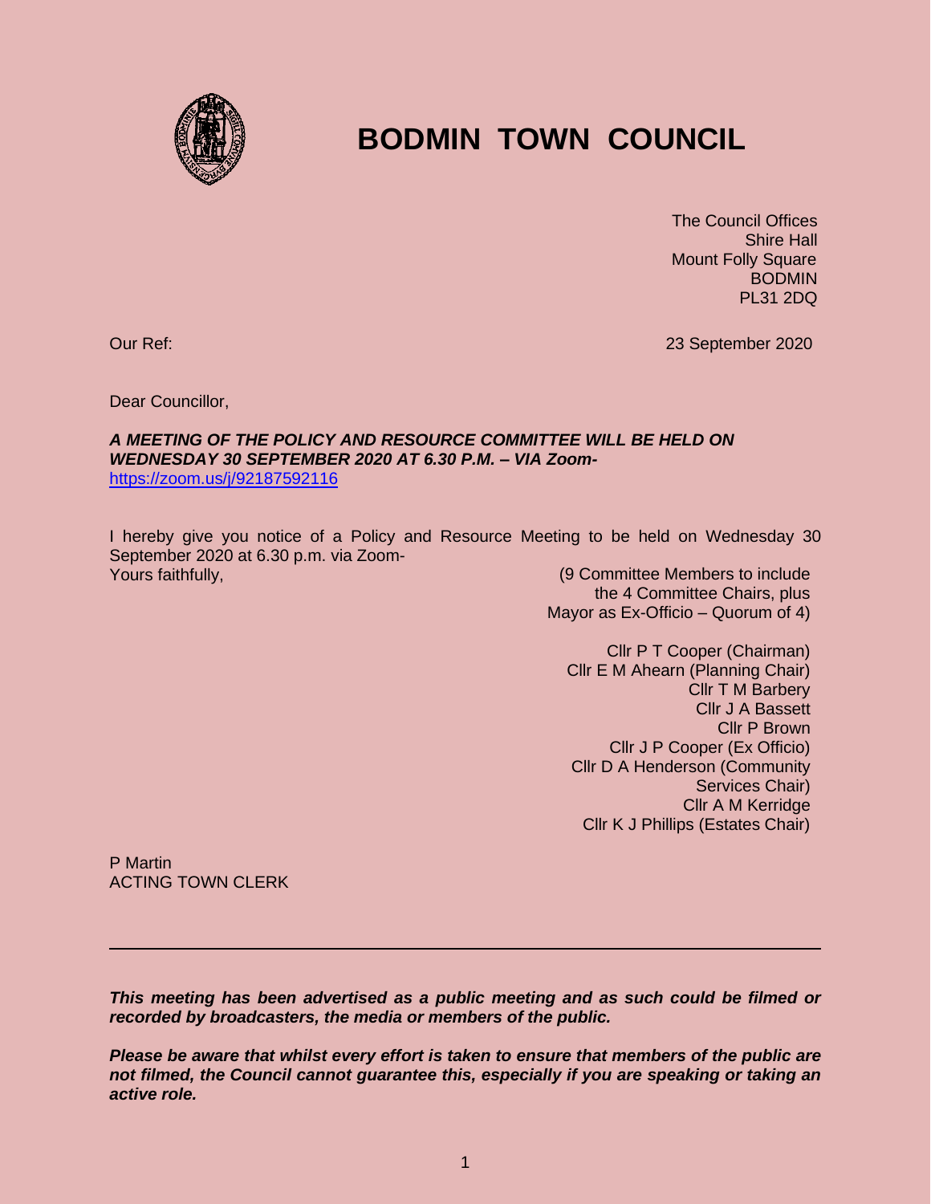# BODMIN TOWN COUNCIL

The Council Offices
Shire Hall
Mount Folly Square
BODMIN
PL31 2DQ

Our Ref: 23 September 2020

Dear Councillor,

***A MEETING OF THE POLICY AND RESOURCE COMMITTEE WILL BE HELD ON WEDNESDAY 30 SEPTEMBER 2020 AT 6.30 P.M. – VIA Zoom-***
https://zoom.us/j/92187592116

I hereby give you notice of a Policy and Resource Meeting to be held on Wednesday 30 September 2020 at 6.30 p.m. via Zoom-

Yours faithfully,

(9 Committee Members to include the 4 Committee Chairs, plus Mayor as Ex-Officio – Quorum of 4)

Cllr P T Cooper (Chairman)
Cllr E M Ahearn (Planning Chair)
Cllr T M Barbery
Cllr J A Bassett
Cllr P Brown
Cllr J P Cooper (Ex Officio)
Cllr D A Henderson (Community Services Chair)
Cllr A M Kerridge
Cllr K J Phillips (Estates Chair)

P Martin
ACTING TOWN CLERK

---

***This meeting has been advertised as a public meeting and as such could be filmed or recorded by broadcasters, the media or members of the public.***

***Please be aware that whilst every effort is taken to ensure that members of the public are not filmed, the Council cannot guarantee this, especially if you are speaking or taking an active role.***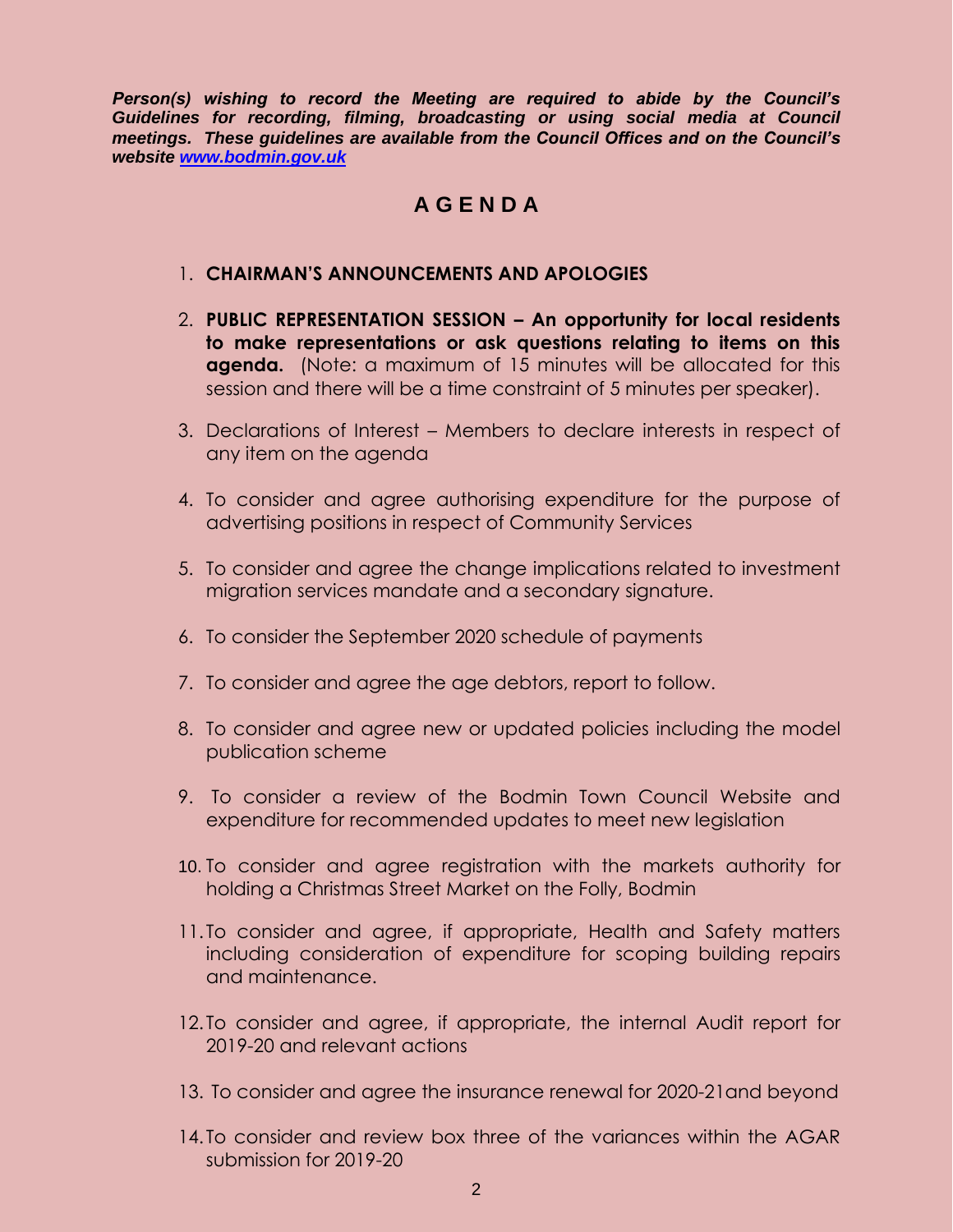***Person(s) wishing to record the Meeting are required to abide by the Council's Guidelines for recording, filming, broadcasting or using social media at Council meetings. These guidelines are available from the Council Offices and on the Council's website [www.bodmin.gov.uk](http://www.bodmin.gov.uk)***

# A G E N D A

1. **CHAIRMAN'S ANNOUNCEMENTS AND APOLOGIES**

2. **PUBLIC REPRESENTATION SESSION – An opportunity for local residents to make representations or ask questions relating to items on this agenda.** (Note: a maximum of 15 minutes will be allocated for this session and there will be a time constraint of 5 minutes per speaker).

3. Declarations of Interest – Members to declare interests in respect of any item on the agenda

4. To consider and agree authorising expenditure for the purpose of advertising positions in respect of Community Services

5. To consider and agree the change implications related to investment migration services mandate and a secondary signature.

6. To consider the September 2020 schedule of payments

7. To consider and agree the age debtors, report to follow.

8. To consider and agree new or updated policies including the model publication scheme

9. To consider a review of the Bodmin Town Council Website and expenditure for recommended updates to meet new legislation

10. To consider and agree registration with the markets authority for holding a Christmas Street Market on the Folly, Bodmin

11. To consider and agree, if appropriate, Health and Safety matters including consideration of expenditure for scoping building repairs and maintenance.

12. To consider and agree, if appropriate, the internal Audit report for 2019-20 and relevant actions

13. To consider and agree the insurance renewal for 2020-21and beyond

14. To consider and review box three of the variances within the AGAR submission for 2019-20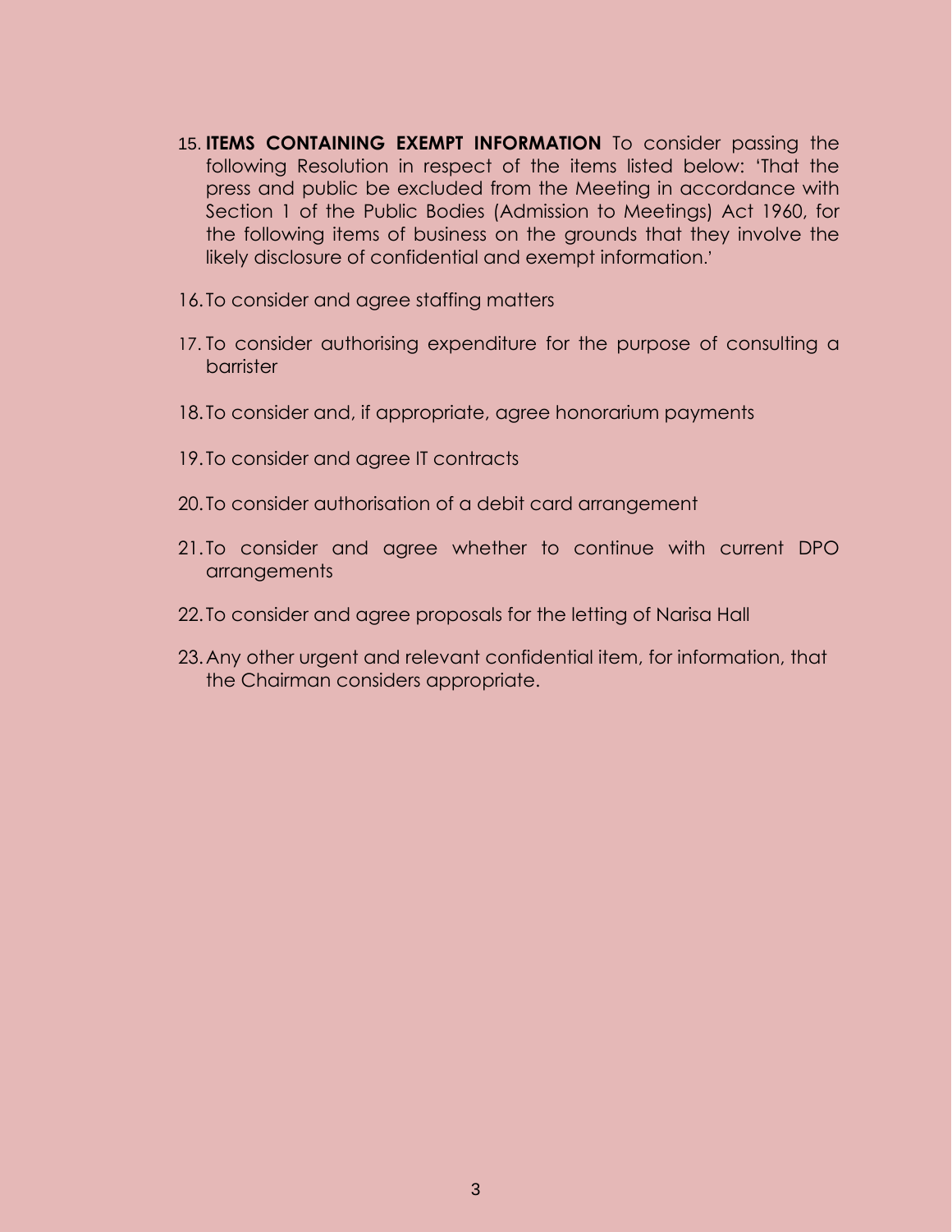15. **ITEMS CONTAINING EXEMPT INFORMATION** To consider passing the following Resolution in respect of the items listed below: 'That the press and public be excluded from the Meeting in accordance with Section 1 of the Public Bodies (Admission to Meetings) Act 1960, for the following items of business on the grounds that they involve the likely disclosure of confidential and exempt information.'

16. To consider and agree staffing matters

17. To consider authorising expenditure for the purpose of consulting a barrister

18. To consider and, if appropriate, agree honorarium payments

19. To consider and agree IT contracts

20. To consider authorisation of a debit card arrangement

21. To consider and agree whether to continue with current DPO arrangements

22. To consider and agree proposals for the letting of Narisa Hall

23. Any other urgent and relevant confidential item, for information, that the Chairman considers appropriate.